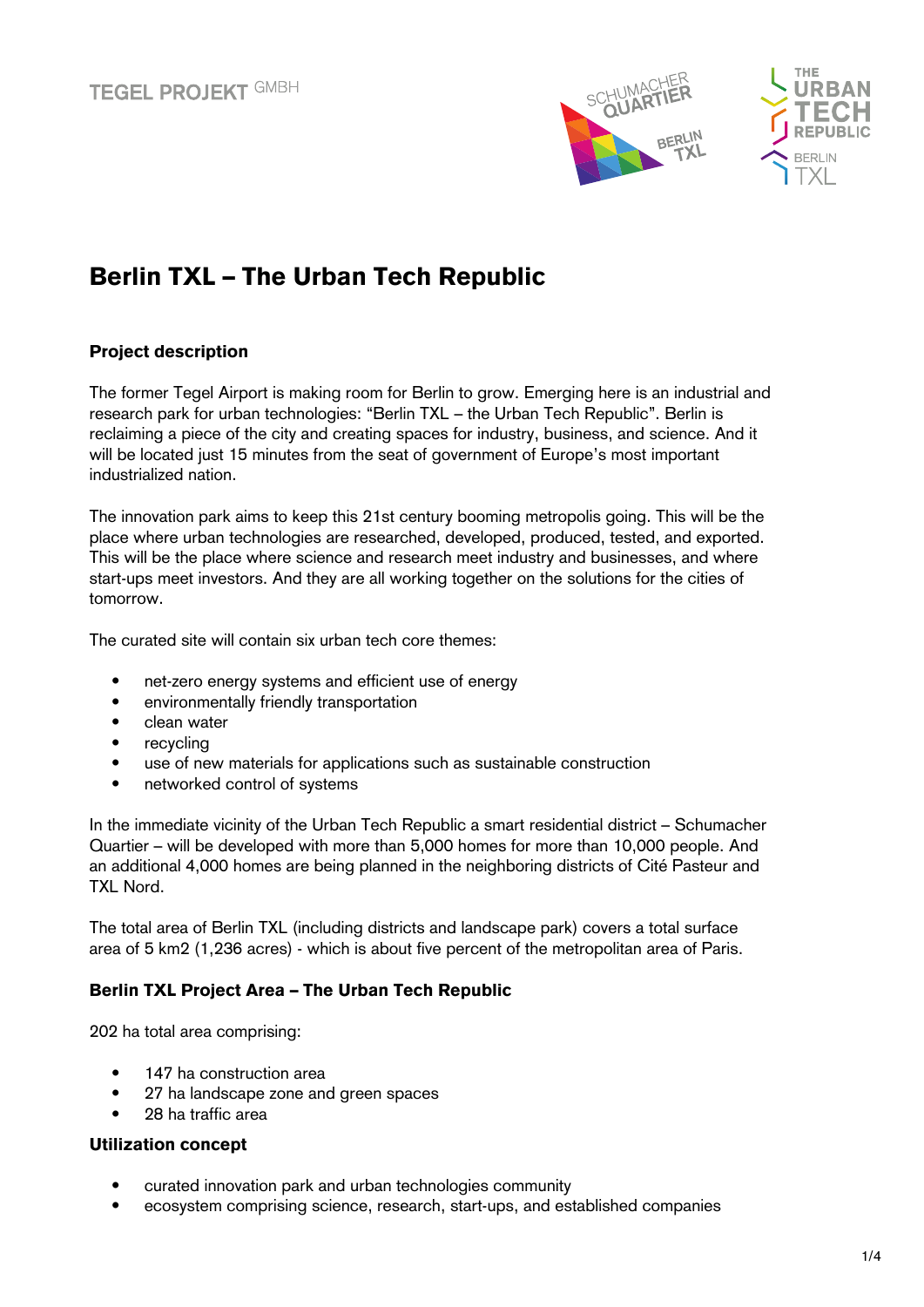TEGEL PROJEKT GMBH

# Berlin TXL – The Urban Tech Republic

### Project description

The former Tegel Airport is making room for Berlin to grow. Emerging here is an industrial and research park for urban technologies: “Berlin TXL – the Urban Tech Republic”. Berlin is reclaiming a piece of the city and creating spaces for industry, business, and science. And it will be located just 15 minutes from the seat of government of Europe’s most important industrialized nation.

The innovation park aims to keep this 21st century booming metropolis going. This will be the place where urban technologies are researched, developed, produced, tested, and exported. This will be the place where science and research meet industry and businesses, and where start-ups meet investors. And they are all working together on the solutions for the cities of tomorrow.

The curated site will contain six urban tech core themes:

- net-zero energy systems and efficient use of energy
- environmentally friendly transportation
- clean water
- recycling
- use of new materials for applications such as sustainable construction
- networked control of systems

In the immediate vicinity of the Urban Tech Republic a smart residential district – Schumacher Quartier – will be developed with more than 5,000 homes for more than 10,000 people. And an additional 4,000 homes are being planned in the neighboring districts of Cité Pasteur and TXL Nord.

The total area of Berlin TXL (including districts and landscape park) covers a total surface area of 5 km2 (1,236 acres) - which is about five percent of the metropolitan area of Paris.

### Berlin TXL Project Area – The Urban Tech Republic

202 ha total area comprising:

- 147 ha construction area
- 27 ha landscape zone and green spaces
- 28 ha traffic area

### Utilization concept

- curated innovation park and urban technologies community
- ecosystem comprising science, research, start-ups, and established companies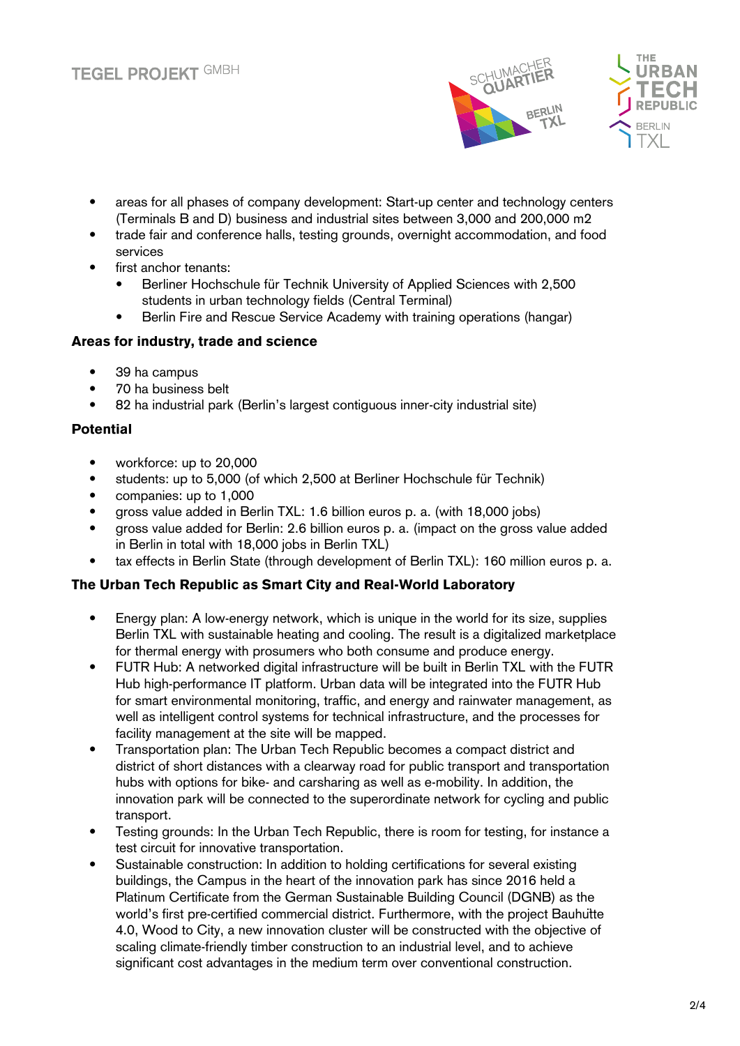- areas for all phases of company development: Start-up center and technology centers (Terminals B and D) business and industrial sites between 3,000 and 200,000 m2
- trade fair and conference halls, testing grounds, overnight accommodation, and food services
- first anchor tenants:
  - Berliner Hochschule für Technik University of Applied Sciences with 2,500 students in urban technology fields (Central Terminal)
  - Berlin Fire and Rescue Service Academy with training operations (hangar)

**Areas for industry, trade and science**

- 39 ha campus
- 70 ha business belt
- 82 ha industrial park (Berlin's largest contiguous inner-city industrial site)

**Potential**

- workforce: up to 20,000
- students: up to 5,000 (of which 2,500 at Berliner Hochschule für Technik)
- companies: up to 1,000
- gross value added in Berlin TXL: 1.6 billion euros p. a. (with 18,000 jobs)
- gross value added for Berlin: 2.6 billion euros p. a. (impact on the gross value added in Berlin in total with 18,000 jobs in Berlin TXL)
- tax effects in Berlin State (through development of Berlin TXL): 160 million euros p. a.

**The Urban Tech Republic as Smart City and Real-World Laboratory**

- Energy plan: A low-energy network, which is unique in the world for its size, supplies Berlin TXL with sustainable heating and cooling. The result is a digitalized marketplace for thermal energy with prosumers who both consume and produce energy.
- FUTR Hub: A networked digital infrastructure will be built in Berlin TXL with the FUTR Hub high-performance IT platform. Urban data will be integrated into the FUTR Hub for smart environmental monitoring, traffic, and energy and rainwater management, as well as intelligent control systems for technical infrastructure, and the processes for facility management at the site will be mapped.
- Transportation plan: The Urban Tech Republic becomes a compact district and district of short distances with a clearway road for public transport and transportation hubs with options for bike- and carsharing as well as e-mobility. In addition, the innovation park will be connected to the superordinate network for cycling and public transport.
- Testing grounds: In the Urban Tech Republic, there is room for testing, for instance a test circuit for innovative transportation.
- Sustainable construction: In addition to holding certifications for several existing buildings, the Campus in the heart of the innovation park has since 2016 held a Platinum Certificate from the German Sustainable Building Council (DGNB) as the world's first pre-certified commercial district. Furthermore, with the project Bauhütte 4.0, Wood to City, a new innovation cluster will be constructed with the objective of scaling climate-friendly timber construction to an industrial level, and to achieve significant cost advantages in the medium term over conventional construction.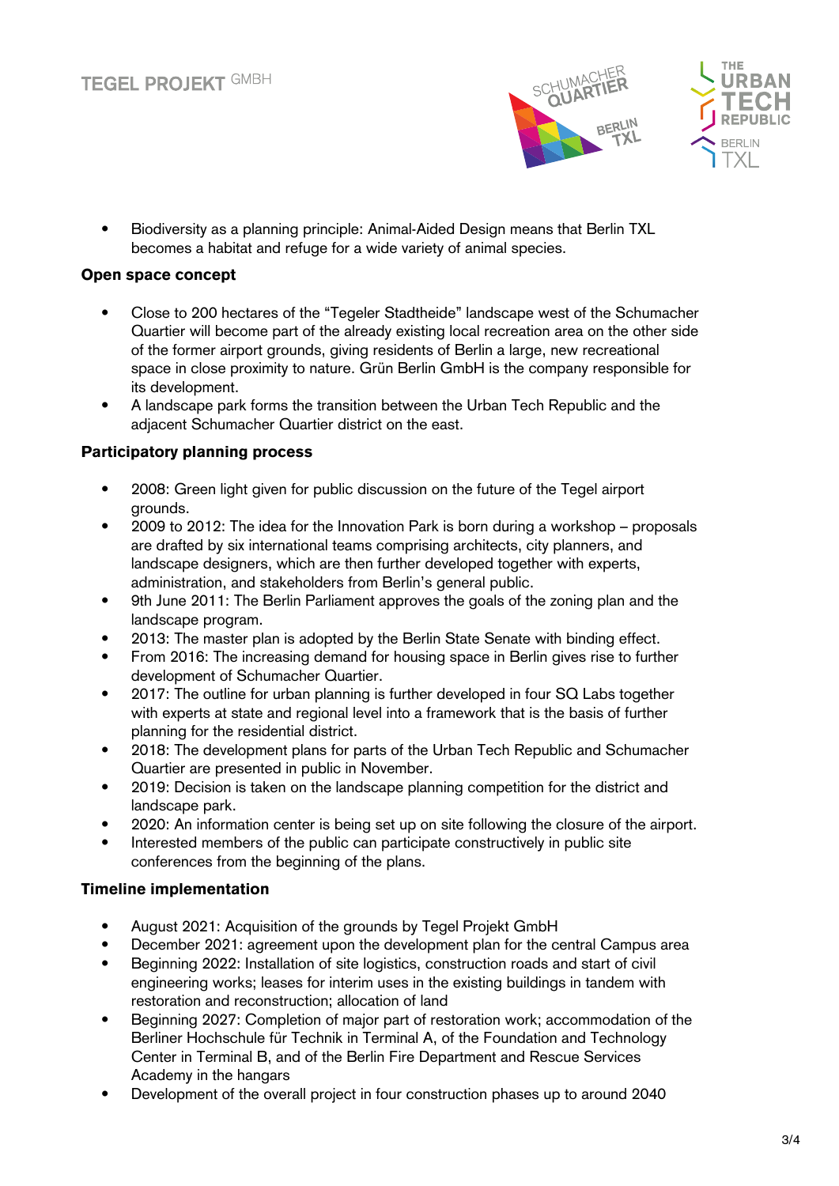- Biodiversity as a planning principle: Animal-Aided Design means that Berlin TXL becomes a habitat and refuge for a wide variety of animal species.

**Open space concept**

- Close to 200 hectares of the "Tegeler Stadtheide" landscape west of the Schumacher Quartier will become part of the already existing local recreation area on the other side of the former airport grounds, giving residents of Berlin a large, new recreational space in close proximity to nature. Grün Berlin GmbH is the company responsible for its development.
- A landscape park forms the transition between the Urban Tech Republic and the adjacent Schumacher Quartier district on the east.

**Participatory planning process**

- 2008: Green light given for public discussion on the future of the Tegel airport grounds.
- 2009 to 2012: The idea for the Innovation Park is born during a workshop – proposals are drafted by six international teams comprising architects, city planners, and landscape designers, which are then further developed together with experts, administration, and stakeholders from Berlin's general public.
- 9th June 2011: The Berlin Parliament approves the goals of the zoning plan and the landscape program.
- 2013: The master plan is adopted by the Berlin State Senate with binding effect.
- From 2016: The increasing demand for housing space in Berlin gives rise to further development of Schumacher Quartier.
- 2017: The outline for urban planning is further developed in four SQ Labs together with experts at state and regional level into a framework that is the basis of further planning for the residential district.
- 2018: The development plans for parts of the Urban Tech Republic and Schumacher Quartier are presented in public in November.
- 2019: Decision is taken on the landscape planning competition for the district and landscape park.
- 2020: An information center is being set up on site following the closure of the airport.
- Interested members of the public can participate constructively in public site conferences from the beginning of the plans.

**Timeline implementation**

- August 2021: Acquisition of the grounds by Tegel Projekt GmbH
- December 2021: agreement upon the development plan for the central Campus area
- Beginning 2022: Installation of site logistics, construction roads and start of civil engineering works; leases for interim uses in the existing buildings in tandem with restoration and reconstruction; allocation of land
- Beginning 2027: Completion of major part of restoration work; accommodation of the Berliner Hochschule für Technik in Terminal A, of the Foundation and Technology Center in Terminal B, and of the Berlin Fire Department and Rescue Services Academy in the hangars
- Development of the overall project in four construction phases up to around 2040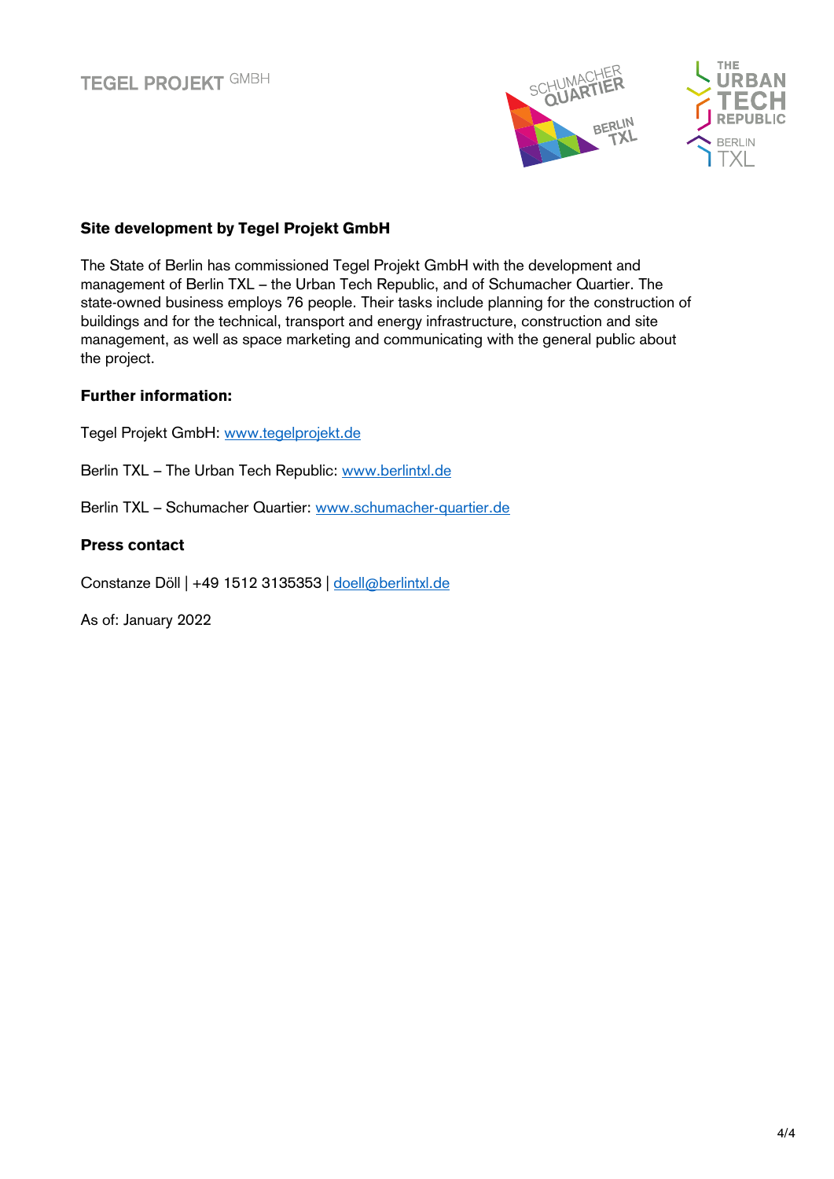### Site development by Tegel Projekt GmbH

The State of Berlin has commissioned Tegel Projekt GmbH with the development and management of Berlin TXL – the Urban Tech Republic, and of Schumacher Quartier. The state-owned business employs 76 people. Their tasks include planning for the construction of buildings and for the technical, transport and energy infrastructure, construction and site management, as well as space marketing and communicating with the general public about the project.

### Further information:

Tegel Projekt GmbH: www.tegelprojekt.de

Berlin TXL – The Urban Tech Republic: www.berlintxl.de

Berlin TXL – Schumacher Quartier: www.schumacher-quartier.de

### Press contact

Constanze Döll | +49 1512 3135353 | doell@berlintxl.de

As of: January 2022